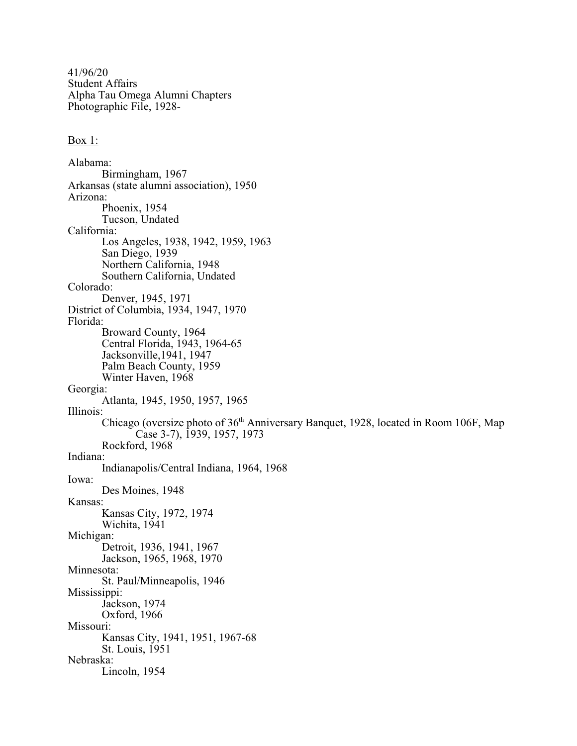41/96/20
Student Affairs
Alpha Tau Omega Alumni Chapters
Photographic File, 1928-

<u>Box 1:</u>

Alabama:
- Birmingham, 1967

Arkansas (state alumni association), 1950

Arizona:
- Phoenix, 1954
- Tucson, Undated

California:
- Los Angeles, 1938, 1942, 1959, 1963
- San Diego, 1939
- Northern California, 1948
- Southern California, Undated

Colorado:
- Denver, 1945, 1971

District of Columbia, 1934, 1947, 1970

Florida:
- Broward County, 1964
- Central Florida, 1943, 1964-65
- Jacksonville,1941, 1947
- Palm Beach County, 1959
- Winter Haven, 1968

Georgia:
- Atlanta, 1945, 1950, 1957, 1965

Illinois:
- Chicago (oversize photo of 36th Anniversary Banquet, 1928, located in Room 106F, Map Case 3-7), 1939, 1957, 1973
- Rockford, 1968

Indiana:
- Indianapolis/Central Indiana, 1964, 1968

Iowa:
- Des Moines, 1948

Kansas:
- Kansas City, 1972, 1974
- Wichita, 1941

Michigan:
- Detroit, 1936, 1941, 1967
- Jackson, 1965, 1968, 1970

Minnesota:
- St. Paul/Minneapolis, 1946

Mississippi:
- Jackson, 1974
- Oxford, 1966

Missouri:
- Kansas City, 1941, 1951, 1967-68
- St. Louis, 1951

Nebraska:
- Lincoln, 1954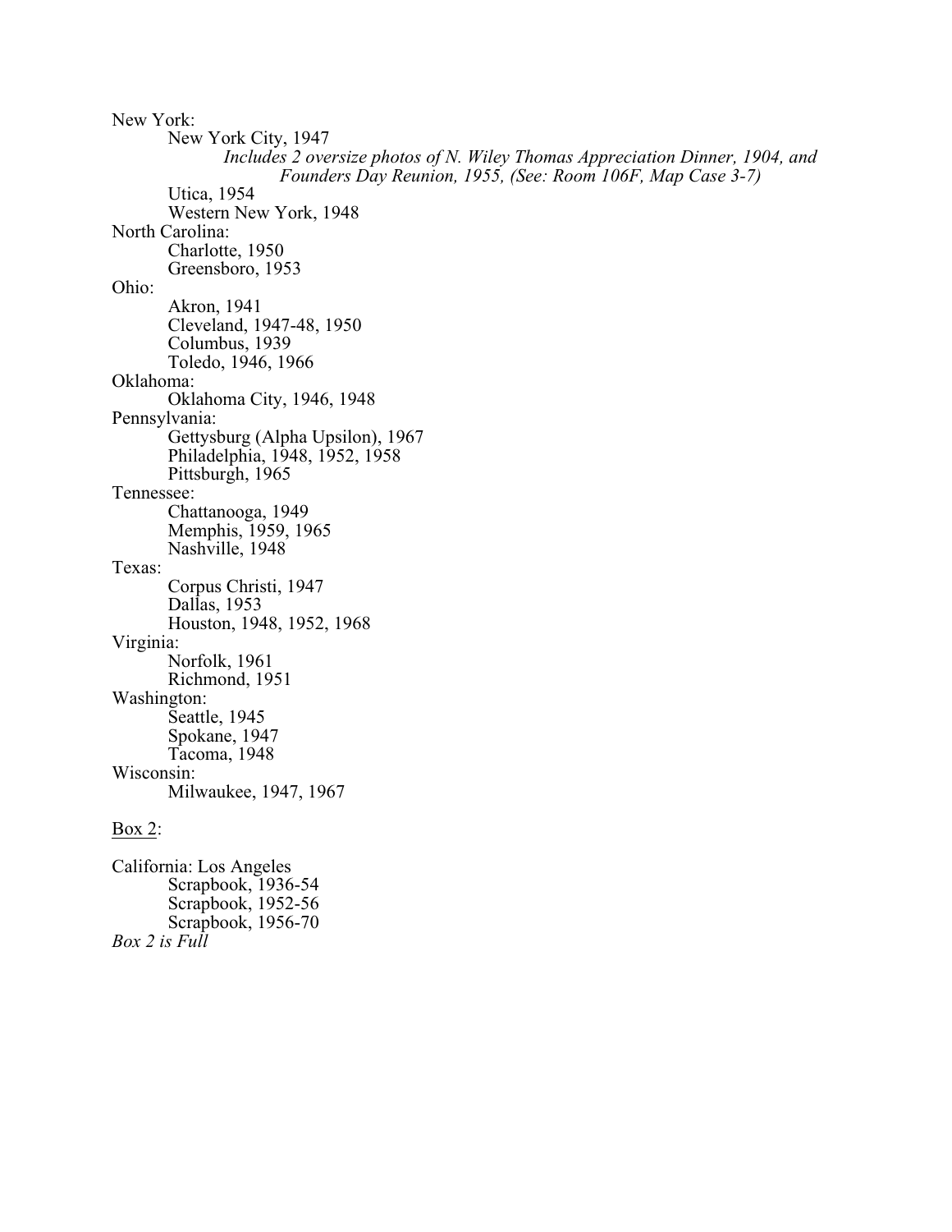New York:

- New York City, 1947
  - *Includes 2 oversize photos of N. Wiley Thomas Appreciation Dinner, 1904, and Founders Day Reunion, 1955, (See: Room 106F, Map Case 3-7)*
- Utica, 1954
- Western New York, 1948

North Carolina:

- Charlotte, 1950
- Greensboro, 1953

Ohio:

- Akron, 1941
- Cleveland, 1947-48, 1950
- Columbus, 1939
- Toledo, 1946, 1966

Oklahoma:

- Oklahoma City, 1946, 1948

Pennsylvania:

- Gettysburg (Alpha Upsilon), 1967
- Philadelphia, 1948, 1952, 1958
- Pittsburgh, 1965

Tennessee:

- Chattanooga, 1949
- Memphis, 1959, 1965
- Nashville, 1948

Texas:

- Corpus Christi, 1947
- Dallas, 1953
- Houston, 1948, 1952, 1968

Virginia:

- Norfolk, 1961
- Richmond, 1951

Washington:

- Seattle, 1945
- Spokane, 1947
- Tacoma, 1948

Wisconsin:

- Milwaukee, 1947, 1967

<u>Box 2</u>:

California: Los Angeles

- Scrapbook, 1936-54
- Scrapbook, 1952-56
- Scrapbook, 1956-70

*Box 2 is Full*